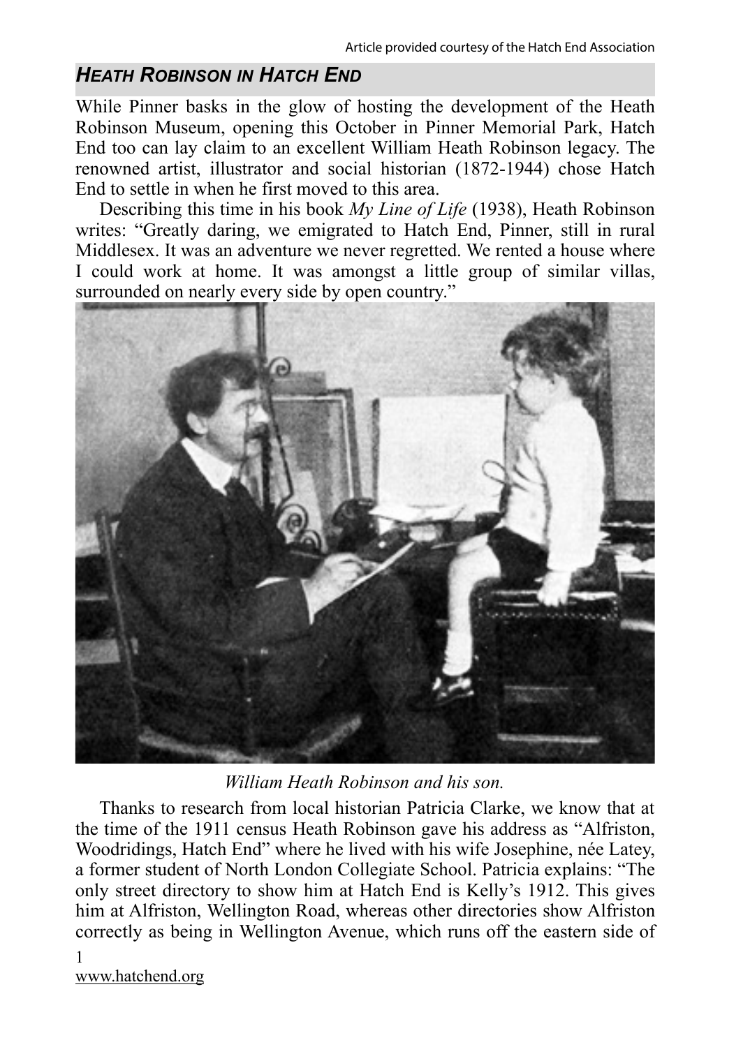## *HEATH ROBINSON IN HATCH END*

While Pinner basks in the glow of hosting the development of the Heath Robinson Museum, opening this October in Pinner Memorial Park, Hatch End too can lay claim to an excellent William Heath Robinson legacy. The renowned artist, illustrator and social historian (1872-1944) chose Hatch End to settle in when he first moved to this area.

Describing this time in his book *My Line of Life* (1938), Heath Robinson writes: "Greatly daring, we emigrated to Hatch End, Pinner, still in rural Middlesex. It was an adventure we never regretted. We rented a house where I could work at home. It was amongst a little group of similar villas, surrounded on nearly every side by open country."

*William Heath Robinson and his son.*

Thanks to research from local historian Patricia Clarke, we know that at the time of the 1911 census Heath Robinson gave his address as "Alfriston, Woodridings, Hatch End" where he lived with his wife Josephine, née Latey, a former student of North London Collegiate School. Patricia explains: "The only street directory to show him at Hatch End is Kelly's 1912. This gives him at Alfriston, Wellington Road, whereas other directories show Alfriston correctly as being in Wellington Avenue, which runs off the eastern side of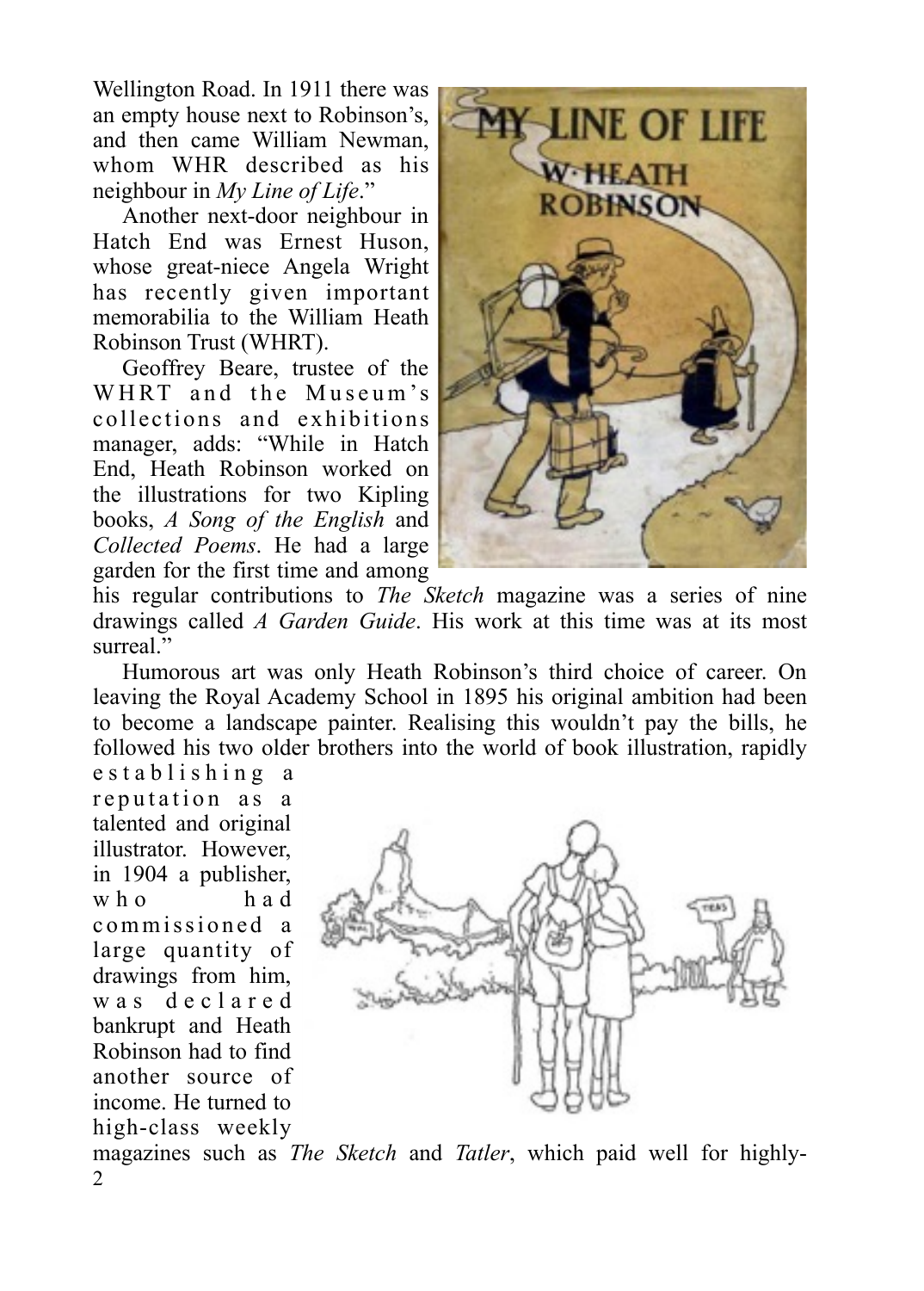Wellington Road. In 1911 there was an empty house next to Robinson's, and then came William Newman, whom WHR described as his neighbour in *My Line of Life*."

Another next-door neighbour in Hatch End was Ernest Huson, whose great-niece Angela Wright has recently given important memorabilia to the William Heath Robinson Trust (WHRT).

Geoffrey Beare, trustee of the WHRT and the Museum's collections and exhibitions manager, adds: "While in Hatch End, Heath Robinson worked on the illustrations for two Kipling books, *A Song of the English* and *Collected Poems*. He had a large garden for the first time and among his regular contributions to *The Sketch* magazine was a series of nine drawings called *A Garden Guide*. His work at this time was at its most surreal."

Humorous art was only Heath Robinson's third choice of career. On leaving the Royal Academy School in 1895 his original ambition had been to become a landscape painter. Realising this wouldn't pay the bills, he followed his two older brothers into the world of book illustration, rapidly establishing a reputation as a talented and original illustrator. However, in 1904 a publisher, who had commissioned a large quantity of drawings from him, was declared bankrupt and Heath Robinson had to find another source of income. He turned to high-class weekly magazines such as *The Sketch* and *Tatler*, which paid well for highly-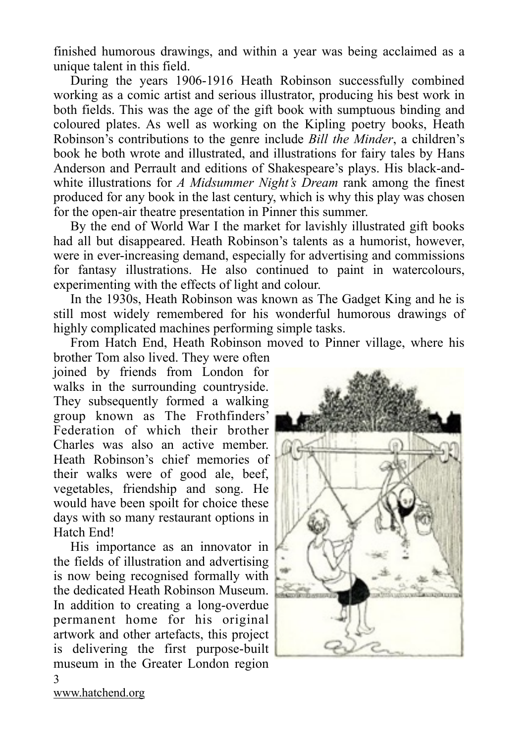finished humorous drawings, and within a year was being acclaimed as a unique talent in this field.

During the years 1906-1916 Heath Robinson successfully combined working as a comic artist and serious illustrator, producing his best work in both fields. This was the age of the gift book with sumptuous binding and coloured plates. As well as working on the Kipling poetry books, Heath Robinson's contributions to the genre include *Bill the Minder*, a children's book he both wrote and illustrated, and illustrations for fairy tales by Hans Anderson and Perrault and editions of Shakespeare's plays. His black-and-white illustrations for *A Midsummer Night's Dream* rank among the finest produced for any book in the last century, which is why this play was chosen for the open-air theatre presentation in Pinner this summer.

By the end of World War I the market for lavishly illustrated gift books had all but disappeared. Heath Robinson's talents as a humorist, however, were in ever-increasing demand, especially for advertising and commissions for fantasy illustrations. He also continued to paint in watercolours, experimenting with the effects of light and colour.

In the 1930s, Heath Robinson was known as The Gadget King and he is still most widely remembered for his wonderful humorous drawings of highly complicated machines performing simple tasks.

From Hatch End, Heath Robinson moved to Pinner village, where his brother Tom also lived. They were often joined by friends from London for walks in the surrounding countryside. They subsequently formed a walking group known as The Frothfinders' Federation of which their brother Charles was also an active member. Heath Robinson's chief memories of their walks were of good ale, beef, vegetables, friendship and song. He would have been spoilt for choice these days with so many restaurant options in Hatch End!

His importance as an innovator in the fields of illustration and advertising is now being recognised formally with the dedicated Heath Robinson Museum. In addition to creating a long-overdue permanent home for his original artwork and other artefacts, this project is delivering the first purpose-built museum in the Greater London region

www.hatchend.org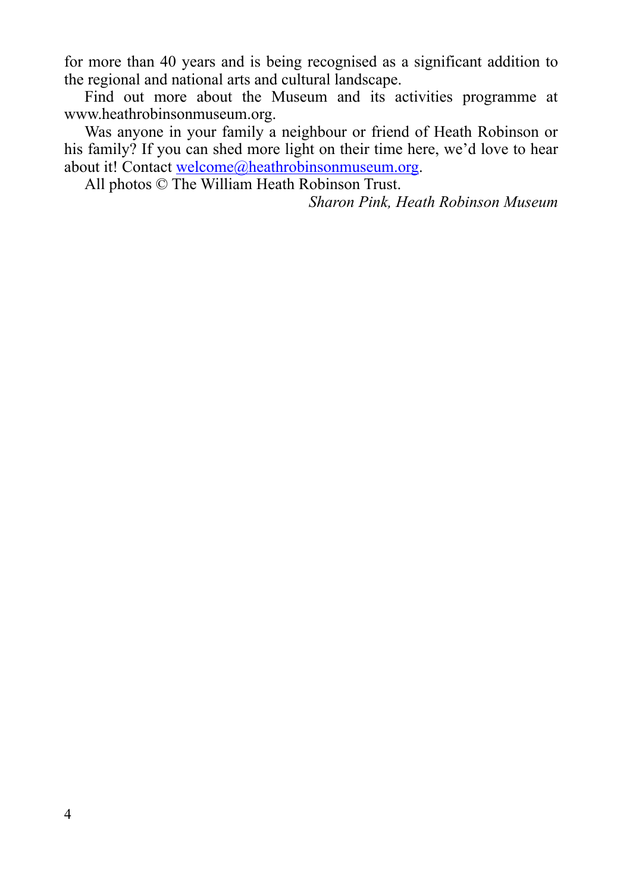for more than 40 years and is being recognised as a significant addition to the regional and national arts and cultural landscape.

Find out more about the Museum and its activities programme at www.heathrobinsonmuseum.org.

Was anyone in your family a neighbour or friend of Heath Robinson or his family? If you can shed more light on their time here, we'd love to hear about it! Contact welcome@heathrobinsonmuseum.org.

All photos © The William Heath Robinson Trust.

*Sharon Pink, Heath Robinson Museum*